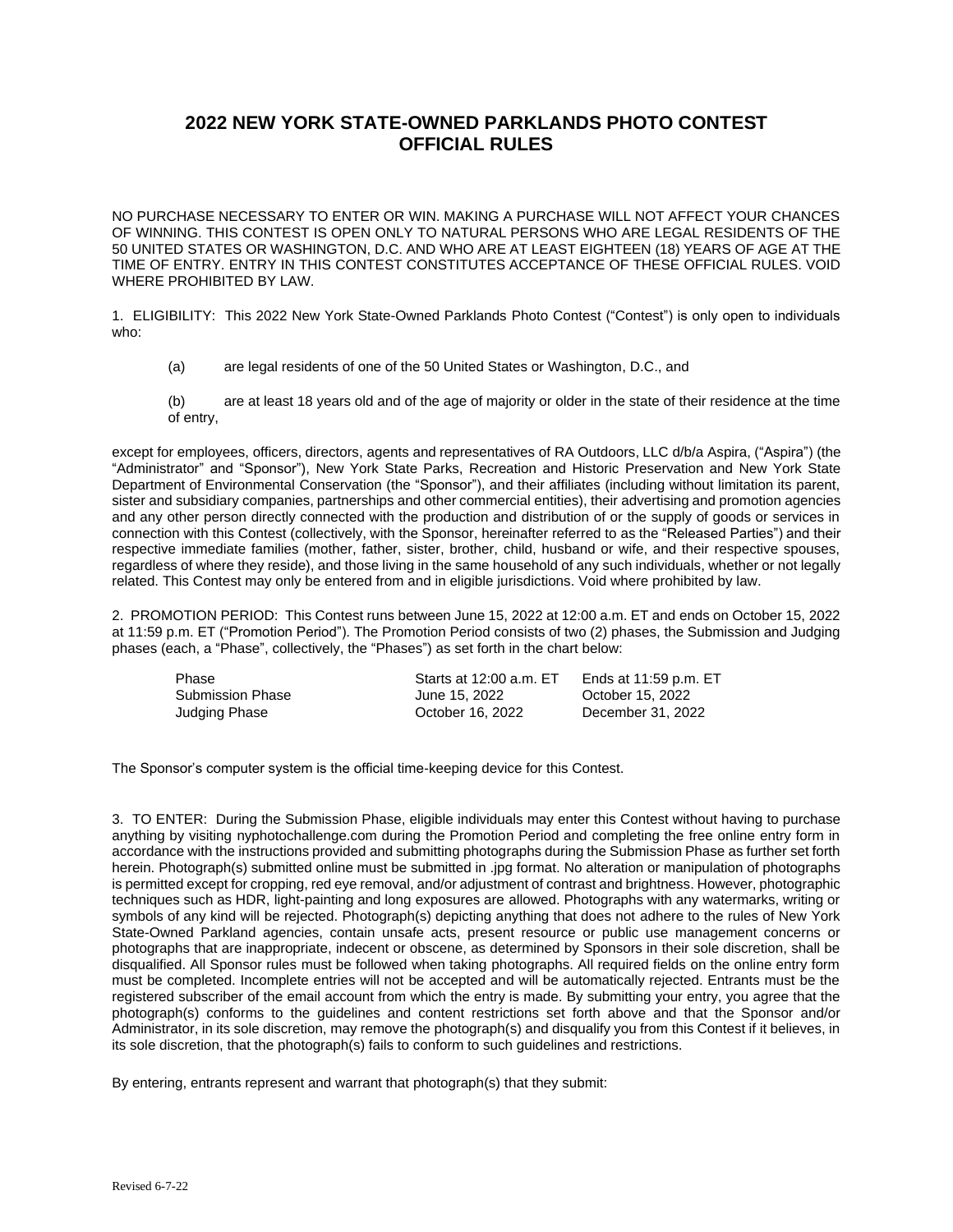# 2022 NEW YORK STATE-OWNED PARKLANDS PHOTO CONTEST OFFICIAL RULES

NO PURCHASE NECESSARY TO ENTER OR WIN. MAKING A PURCHASE WILL NOT AFFECT YOUR CHANCES OF WINNING. THIS CONTEST IS OPEN ONLY TO NATURAL PERSONS WHO ARE LEGAL RESIDENTS OF THE 50 UNITED STATES OR WASHINGTON, D.C. AND WHO ARE AT LEAST EIGHTEEN (18) YEARS OF AGE AT THE TIME OF ENTRY. ENTRY IN THIS CONTEST CONSTITUTES ACCEPTANCE OF THESE OFFICIAL RULES. VOID WHERE PROHIBITED BY LAW.

1. ELIGIBILITY: This 2022 New York State-Owned Parklands Photo Contest ("Contest") is only open to individuals who:

(a) are legal residents of one of the 50 United States or Washington, D.C., and

(b) are at least 18 years old and of the age of majority or older in the state of their residence at the time of entry,

except for employees, officers, directors, agents and representatives of RA Outdoors, LLC d/b/a Aspira, ("Aspira") (the "Administrator" and "Sponsor"), New York State Parks, Recreation and Historic Preservation and New York State Department of Environmental Conservation (the "Sponsor"), and their affiliates (including without limitation its parent, sister and subsidiary companies, partnerships and other commercial entities), their advertising and promotion agencies and any other person directly connected with the production and distribution of or the supply of goods or services in connection with this Contest (collectively, with the Sponsor, hereinafter referred to as the "Released Parties") and their respective immediate families (mother, father, sister, brother, child, husband or wife, and their respective spouses, regardless of where they reside), and those living in the same household of any such individuals, whether or not legally related. This Contest may only be entered from and in eligible jurisdictions. Void where prohibited by law.

2. PROMOTION PERIOD: This Contest runs between June 15, 2022 at 12:00 a.m. ET and ends on October 15, 2022 at 11:59 p.m. ET ("Promotion Period"). The Promotion Period consists of two (2) phases, the Submission and Judging phases (each, a "Phase", collectively, the "Phases") as set forth in the chart below:

| Phase | Starts at 12:00 a.m. ET | Ends at 11:59 p.m. ET |
|---|---|---|
| Submission Phase | June 15, 2022 | October 15, 2022 |
| Judging Phase | October 16, 2022 | December 31, 2022 |

The Sponsor's computer system is the official time-keeping device for this Contest.

3. TO ENTER: During the Submission Phase, eligible individuals may enter this Contest without having to purchase anything by visiting nyphotochallenge.com during the Promotion Period and completing the free online entry form in accordance with the instructions provided and submitting photographs during the Submission Phase as further set forth herein. Photograph(s) submitted online must be submitted in .jpg format. No alteration or manipulation of photographs is permitted except for cropping, red eye removal, and/or adjustment of contrast and brightness. However, photographic techniques such as HDR, light-painting and long exposures are allowed. Photographs with any watermarks, writing or symbols of any kind will be rejected. Photograph(s) depicting anything that does not adhere to the rules of New York State-Owned Parkland agencies, contain unsafe acts, present resource or public use management concerns or photographs that are inappropriate, indecent or obscene, as determined by Sponsors in their sole discretion, shall be disqualified. All Sponsor rules must be followed when taking photographs. All required fields on the online entry form must be completed. Incomplete entries will not be accepted and will be automatically rejected. Entrants must be the registered subscriber of the email account from which the entry is made. By submitting your entry, you agree that the photograph(s) conforms to the guidelines and content restrictions set forth above and that the Sponsor and/or Administrator, in its sole discretion, may remove the photograph(s) and disqualify you from this Contest if it believes, in its sole discretion, that the photograph(s) fails to conform to such guidelines and restrictions.

By entering, entrants represent and warrant that photograph(s) that they submit:

Revised 6-7-22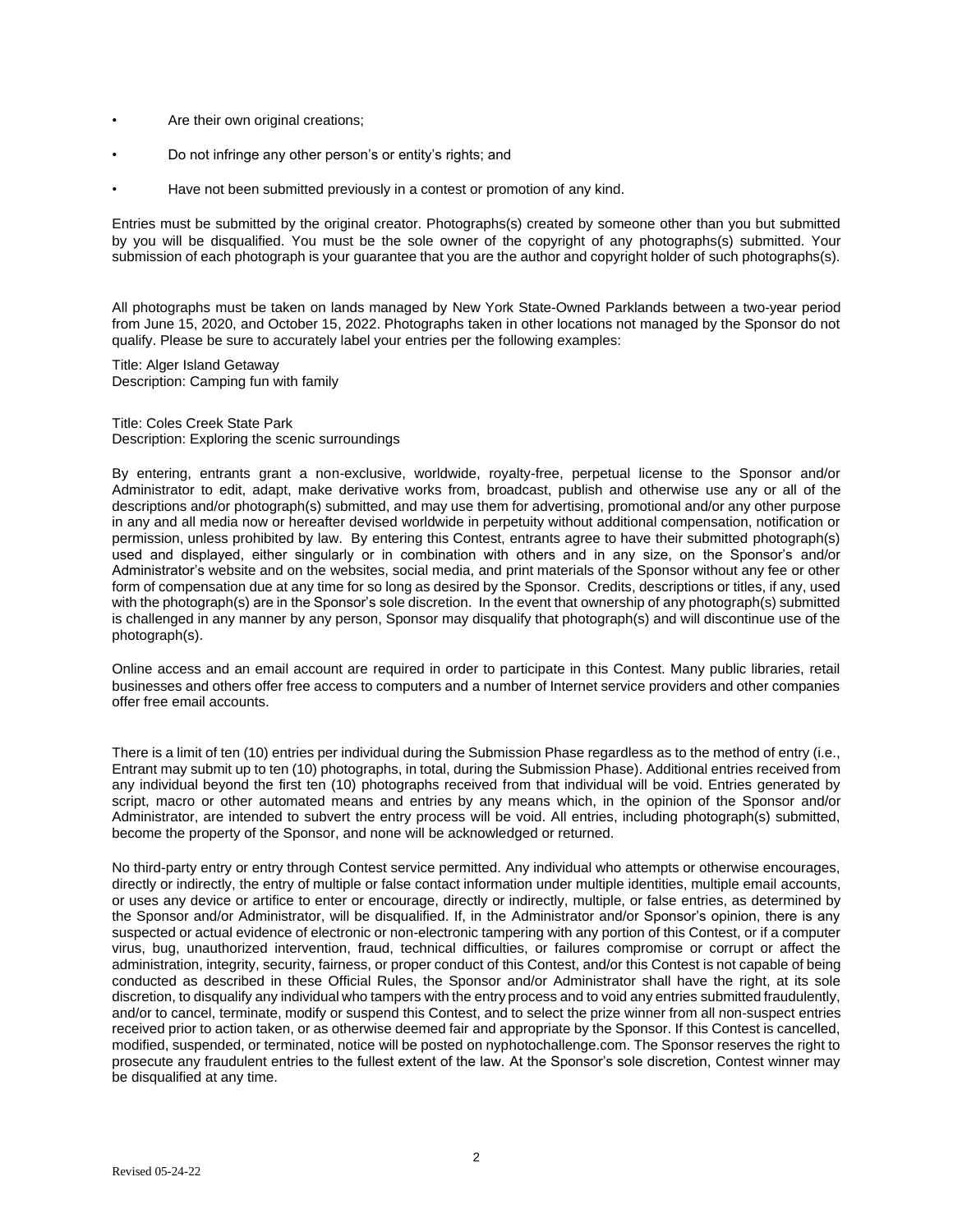- Are their own original creations;
- Do not infringe any other person's or entity's rights; and
- Have not been submitted previously in a contest or promotion of any kind.

Entries must be submitted by the original creator. Photographs(s) created by someone other than you but submitted by you will be disqualified. You must be the sole owner of the copyright of any photographs(s) submitted. Your submission of each photograph is your guarantee that you are the author and copyright holder of such photographs(s).

All photographs must be taken on lands managed by New York State-Owned Parklands between a two-year period from June 15, 2020, and October 15, 2022. Photographs taken in other locations not managed by the Sponsor do not qualify. Please be sure to accurately label your entries per the following examples:

Title: Alger Island Getaway
Description: Camping fun with family

Title: Coles Creek State Park
Description: Exploring the scenic surroundings

By entering, entrants grant a non-exclusive, worldwide, royalty-free, perpetual license to the Sponsor and/or Administrator to edit, adapt, make derivative works from, broadcast, publish and otherwise use any or all of the descriptions and/or photograph(s) submitted, and may use them for advertising, promotional and/or any other purpose in any and all media now or hereafter devised worldwide in perpetuity without additional compensation, notification or permission, unless prohibited by law. By entering this Contest, entrants agree to have their submitted photograph(s) used and displayed, either singularly or in combination with others and in any size, on the Sponsor's and/or Administrator's website and on the websites, social media, and print materials of the Sponsor without any fee or other form of compensation due at any time for so long as desired by the Sponsor. Credits, descriptions or titles, if any, used with the photograph(s) are in the Sponsor's sole discretion. In the event that ownership of any photograph(s) submitted is challenged in any manner by any person, Sponsor may disqualify that photograph(s) and will discontinue use of the photograph(s).

Online access and an email account are required in order to participate in this Contest. Many public libraries, retail businesses and others offer free access to computers and a number of Internet service providers and other companies offer free email accounts.

There is a limit of ten (10) entries per individual during the Submission Phase regardless as to the method of entry (i.e., Entrant may submit up to ten (10) photographs, in total, during the Submission Phase). Additional entries received from any individual beyond the first ten (10) photographs received from that individual will be void. Entries generated by script, macro or other automated means and entries by any means which, in the opinion of the Sponsor and/or Administrator, are intended to subvert the entry process will be void. All entries, including photograph(s) submitted, become the property of the Sponsor, and none will be acknowledged or returned.

No third-party entry or entry through Contest service permitted. Any individual who attempts or otherwise encourages, directly or indirectly, the entry of multiple or false contact information under multiple identities, multiple email accounts, or uses any device or artifice to enter or encourage, directly or indirectly, multiple, or false entries, as determined by the Sponsor and/or Administrator, will be disqualified. If, in the Administrator and/or Sponsor's opinion, there is any suspected or actual evidence of electronic or non-electronic tampering with any portion of this Contest, or if a computer virus, bug, unauthorized intervention, fraud, technical difficulties, or failures compromise or corrupt or affect the administration, integrity, security, fairness, or proper conduct of this Contest, and/or this Contest is not capable of being conducted as described in these Official Rules, the Sponsor and/or Administrator shall have the right, at its sole discretion, to disqualify any individual who tampers with the entry process and to void any entries submitted fraudulently, and/or to cancel, terminate, modify or suspend this Contest, and to select the prize winner from all non-suspect entries received prior to action taken, or as otherwise deemed fair and appropriate by the Sponsor. If this Contest is cancelled, modified, suspended, or terminated, notice will be posted on nyphotochallenge.com. The Sponsor reserves the right to prosecute any fraudulent entries to the fullest extent of the law. At the Sponsor's sole discretion, Contest winner may be disqualified at any time.

Revised 05-24-22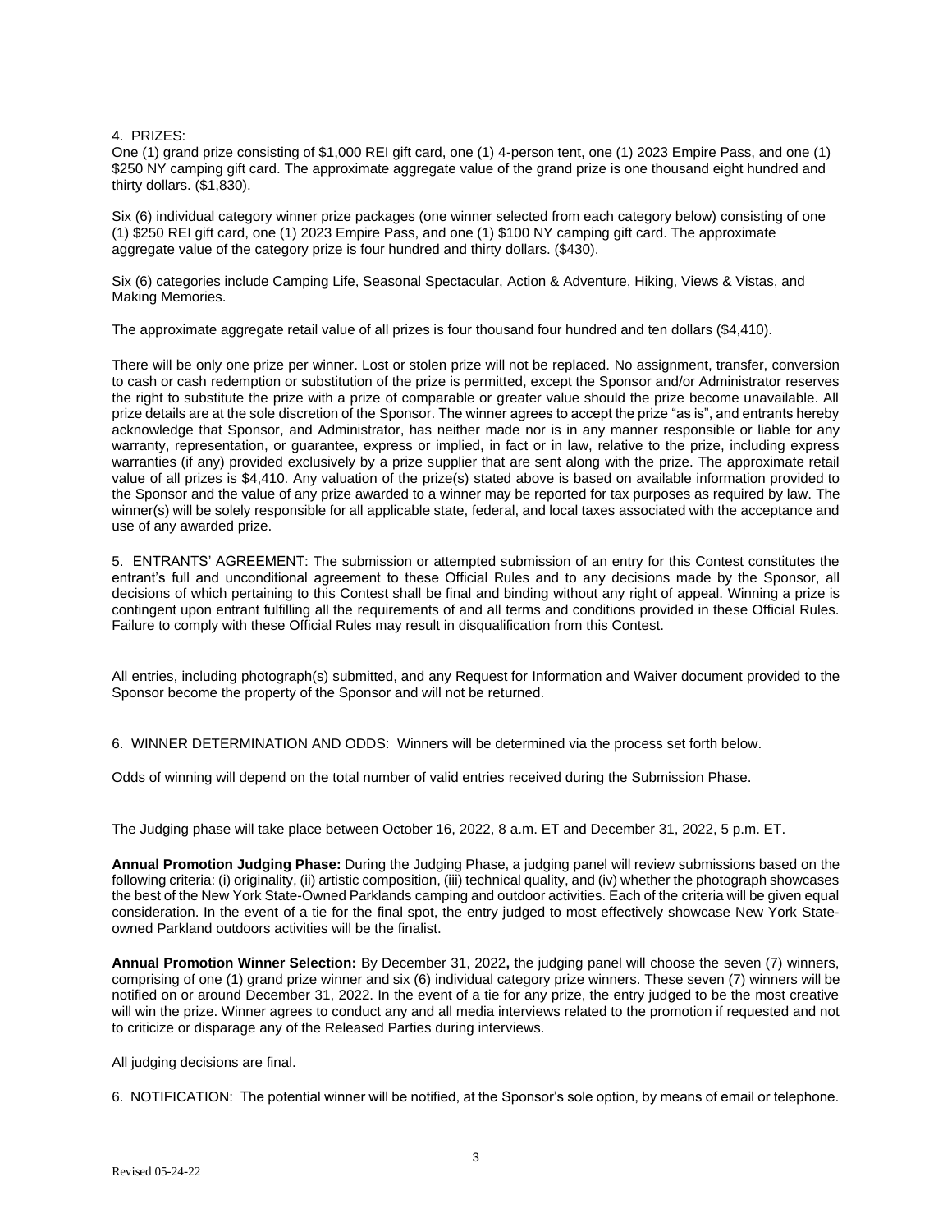4. PRIZES:

One (1) grand prize consisting of $1,000 REI gift card, one (1) 4-person tent, one (1) 2023 Empire Pass, and one (1) $250 NY camping gift card. The approximate aggregate value of the grand prize is one thousand eight hundred and thirty dollars. ($1,830).

Six (6) individual category winner prize packages (one winner selected from each category below) consisting of one (1) $250 REI gift card, one (1) 2023 Empire Pass, and one (1) $100 NY camping gift card. The approximate aggregate value of the category prize is four hundred and thirty dollars. ($430).

Six (6) categories include Camping Life, Seasonal Spectacular, Action & Adventure, Hiking, Views & Vistas, and Making Memories.

The approximate aggregate retail value of all prizes is four thousand four hundred and ten dollars ($4,410).

There will be only one prize per winner. Lost or stolen prize will not be replaced. No assignment, transfer, conversion to cash or cash redemption or substitution of the prize is permitted, except the Sponsor and/or Administrator reserves the right to substitute the prize with a prize of comparable or greater value should the prize become unavailable. All prize details are at the sole discretion of the Sponsor. The winner agrees to accept the prize "as is", and entrants hereby acknowledge that Sponsor, and Administrator, has neither made nor is in any manner responsible or liable for any warranty, representation, or guarantee, express or implied, in fact or in law, relative to the prize, including express warranties (if any) provided exclusively by a prize supplier that are sent along with the prize. The approximate retail value of all prizes is $4,410. Any valuation of the prize(s) stated above is based on available information provided to the Sponsor and the value of any prize awarded to a winner may be reported for tax purposes as required by law. The winner(s) will be solely responsible for all applicable state, federal, and local taxes associated with the acceptance and use of any awarded prize.

5. ENTRANTS' AGREEMENT: The submission or attempted submission of an entry for this Contest constitutes the entrant's full and unconditional agreement to these Official Rules and to any decisions made by the Sponsor, all decisions of which pertaining to this Contest shall be final and binding without any right of appeal. Winning a prize is contingent upon entrant fulfilling all the requirements of and all terms and conditions provided in these Official Rules. Failure to comply with these Official Rules may result in disqualification from this Contest.

All entries, including photograph(s) submitted, and any Request for Information and Waiver document provided to the Sponsor become the property of the Sponsor and will not be returned.

6. WINNER DETERMINATION AND ODDS: Winners will be determined via the process set forth below.

Odds of winning will depend on the total number of valid entries received during the Submission Phase.

The Judging phase will take place between October 16, 2022, 8 a.m. ET and December 31, 2022, 5 p.m. ET.

**Annual Promotion Judging Phase:** During the Judging Phase, a judging panel will review submissions based on the following criteria: (i) originality, (ii) artistic composition, (iii) technical quality, and (iv) whether the photograph showcases the best of the New York State-Owned Parklands camping and outdoor activities. Each of the criteria will be given equal consideration. In the event of a tie for the final spot, the entry judged to most effectively showcase New York State-owned Parkland outdoors activities will be the finalist.

**Annual Promotion Winner Selection:** By December 31, 2022**,** the judging panel will choose the seven (7) winners, comprising of one (1) grand prize winner and six (6) individual category prize winners. These seven (7) winners will be notified on or around December 31, 2022. In the event of a tie for any prize, the entry judged to be the most creative will win the prize. Winner agrees to conduct any and all media interviews related to the promotion if requested and not to criticize or disparage any of the Released Parties during interviews.

All judging decisions are final.

6. NOTIFICATION: The potential winner will be notified, at the Sponsor's sole option, by means of email or telephone.

Revised 05-24-22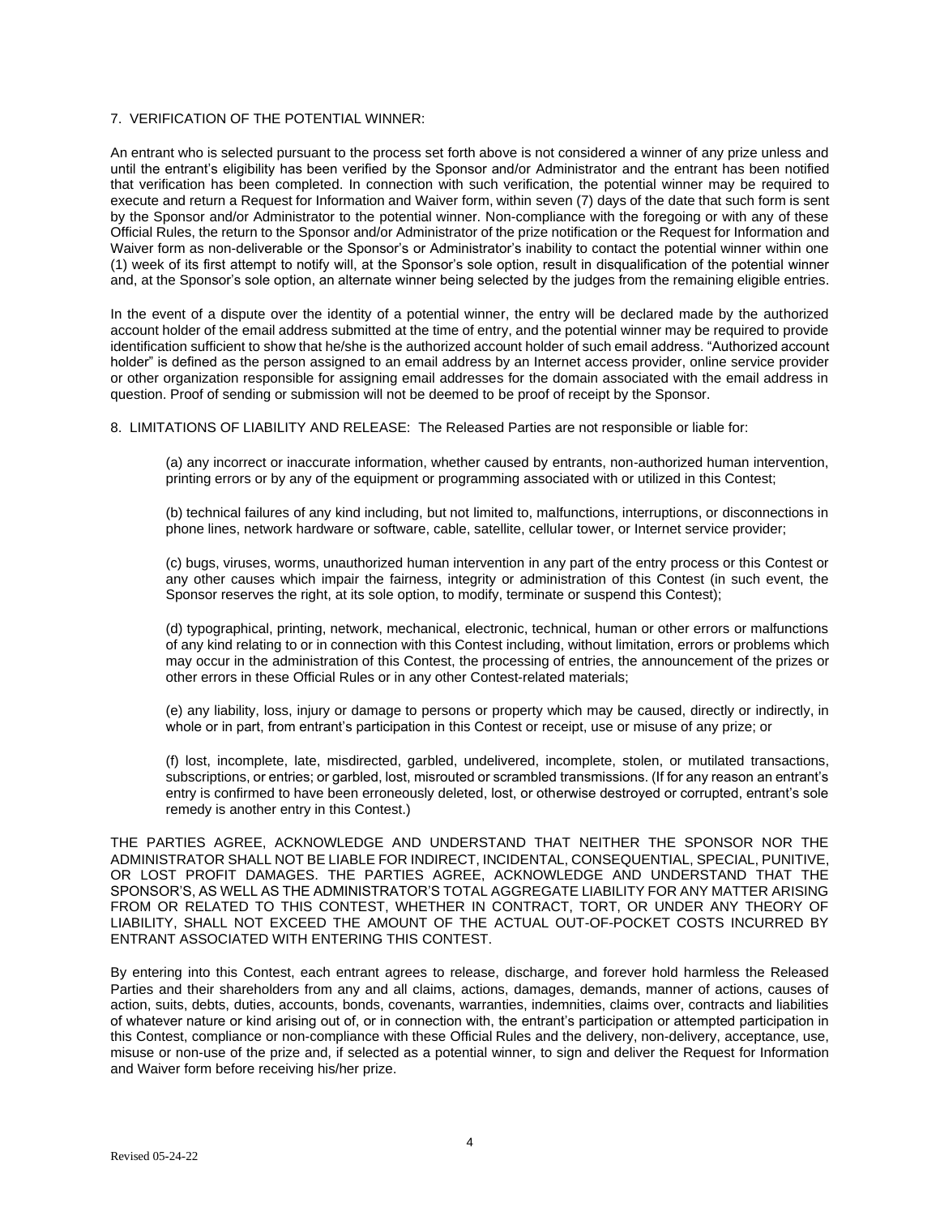7. VERIFICATION OF THE POTENTIAL WINNER:

An entrant who is selected pursuant to the process set forth above is not considered a winner of any prize unless and until the entrant's eligibility has been verified by the Sponsor and/or Administrator and the entrant has been notified that verification has been completed. In connection with such verification, the potential winner may be required to execute and return a Request for Information and Waiver form, within seven (7) days of the date that such form is sent by the Sponsor and/or Administrator to the potential winner. Non-compliance with the foregoing or with any of these Official Rules, the return to the Sponsor and/or Administrator of the prize notification or the Request for Information and Waiver form as non-deliverable or the Sponsor's or Administrator's inability to contact the potential winner within one (1) week of its first attempt to notify will, at the Sponsor's sole option, result in disqualification of the potential winner and, at the Sponsor's sole option, an alternate winner being selected by the judges from the remaining eligible entries.

In the event of a dispute over the identity of a potential winner, the entry will be declared made by the authorized account holder of the email address submitted at the time of entry, and the potential winner may be required to provide identification sufficient to show that he/she is the authorized account holder of such email address. "Authorized account holder" is defined as the person assigned to an email address by an Internet access provider, online service provider or other organization responsible for assigning email addresses for the domain associated with the email address in question. Proof of sending or submission will not be deemed to be proof of receipt by the Sponsor.

8. LIMITATIONS OF LIABILITY AND RELEASE: The Released Parties are not responsible or liable for:

(a) any incorrect or inaccurate information, whether caused by entrants, non-authorized human intervention, printing errors or by any of the equipment or programming associated with or utilized in this Contest;

(b) technical failures of any kind including, but not limited to, malfunctions, interruptions, or disconnections in phone lines, network hardware or software, cable, satellite, cellular tower, or Internet service provider;

(c) bugs, viruses, worms, unauthorized human intervention in any part of the entry process or this Contest or any other causes which impair the fairness, integrity or administration of this Contest (in such event, the Sponsor reserves the right, at its sole option, to modify, terminate or suspend this Contest);

(d) typographical, printing, network, mechanical, electronic, technical, human or other errors or malfunctions of any kind relating to or in connection with this Contest including, without limitation, errors or problems which may occur in the administration of this Contest, the processing of entries, the announcement of the prizes or other errors in these Official Rules or in any other Contest-related materials;

(e) any liability, loss, injury or damage to persons or property which may be caused, directly or indirectly, in whole or in part, from entrant's participation in this Contest or receipt, use or misuse of any prize; or

(f) lost, incomplete, late, misdirected, garbled, undelivered, incomplete, stolen, or mutilated transactions, subscriptions, or entries; or garbled, lost, misrouted or scrambled transmissions. (If for any reason an entrant's entry is confirmed to have been erroneously deleted, lost, or otherwise destroyed or corrupted, entrant's sole remedy is another entry in this Contest.)

THE PARTIES AGREE, ACKNOWLEDGE AND UNDERSTAND THAT NEITHER THE SPONSOR NOR THE ADMINISTRATOR SHALL NOT BE LIABLE FOR INDIRECT, INCIDENTAL, CONSEQUENTIAL, SPECIAL, PUNITIVE, OR LOST PROFIT DAMAGES. THE PARTIES AGREE, ACKNOWLEDGE AND UNDERSTAND THAT THE SPONSOR'S, AS WELL AS THE ADMINISTRATOR'S TOTAL AGGREGATE LIABILITY FOR ANY MATTER ARISING FROM OR RELATED TO THIS CONTEST, WHETHER IN CONTRACT, TORT, OR UNDER ANY THEORY OF LIABILITY, SHALL NOT EXCEED THE AMOUNT OF THE ACTUAL OUT-OF-POCKET COSTS INCURRED BY ENTRANT ASSOCIATED WITH ENTERING THIS CONTEST.

By entering into this Contest, each entrant agrees to release, discharge, and forever hold harmless the Released Parties and their shareholders from any and all claims, actions, damages, demands, manner of actions, causes of action, suits, debts, duties, accounts, bonds, covenants, warranties, indemnities, claims over, contracts and liabilities of whatever nature or kind arising out of, or in connection with, the entrant's participation or attempted participation in this Contest, compliance or non-compliance with these Official Rules and the delivery, non-delivery, acceptance, use, misuse or non-use of the prize and, if selected as a potential winner, to sign and deliver the Request for Information and Waiver form before receiving his/her prize.

Revised 05-24-22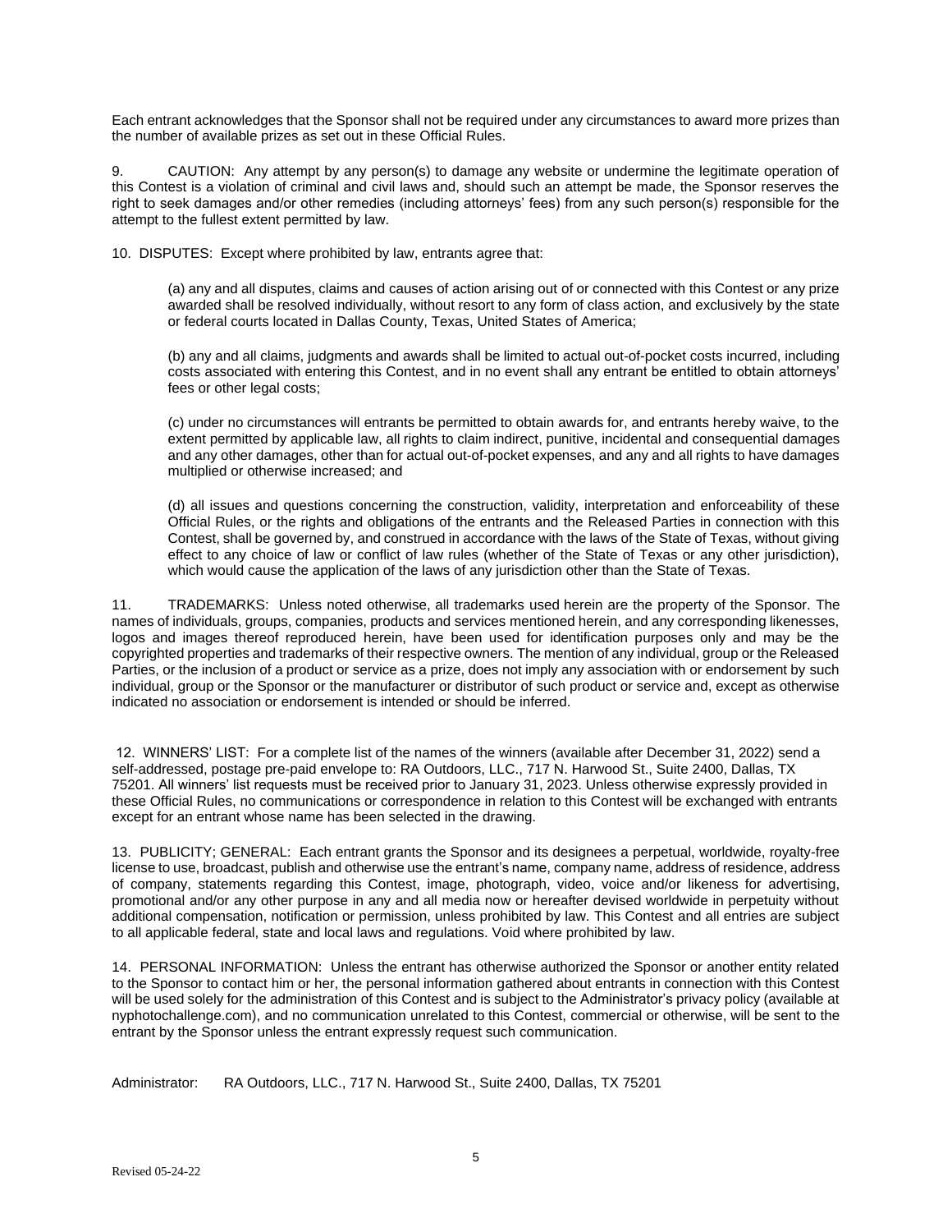Each entrant acknowledges that the Sponsor shall not be required under any circumstances to award more prizes than the number of available prizes as set out in these Official Rules.

9. CAUTION: Any attempt by any person(s) to damage any website or undermine the legitimate operation of this Contest is a violation of criminal and civil laws and, should such an attempt be made, the Sponsor reserves the right to seek damages and/or other remedies (including attorneys' fees) from any such person(s) responsible for the attempt to the fullest extent permitted by law.

10. DISPUTES: Except where prohibited by law, entrants agree that:

(a) any and all disputes, claims and causes of action arising out of or connected with this Contest or any prize awarded shall be resolved individually, without resort to any form of class action, and exclusively by the state or federal courts located in Dallas County, Texas, United States of America;

(b) any and all claims, judgments and awards shall be limited to actual out-of-pocket costs incurred, including costs associated with entering this Contest, and in no event shall any entrant be entitled to obtain attorneys' fees or other legal costs;

(c) under no circumstances will entrants be permitted to obtain awards for, and entrants hereby waive, to the extent permitted by applicable law, all rights to claim indirect, punitive, incidental and consequential damages and any other damages, other than for actual out-of-pocket expenses, and any and all rights to have damages multiplied or otherwise increased; and

(d) all issues and questions concerning the construction, validity, interpretation and enforceability of these Official Rules, or the rights and obligations of the entrants and the Released Parties in connection with this Contest, shall be governed by, and construed in accordance with the laws of the State of Texas, without giving effect to any choice of law or conflict of law rules (whether of the State of Texas or any other jurisdiction), which would cause the application of the laws of any jurisdiction other than the State of Texas.

11. TRADEMARKS: Unless noted otherwise, all trademarks used herein are the property of the Sponsor. The names of individuals, groups, companies, products and services mentioned herein, and any corresponding likenesses, logos and images thereof reproduced herein, have been used for identification purposes only and may be the copyrighted properties and trademarks of their respective owners. The mention of any individual, group or the Released Parties, or the inclusion of a product or service as a prize, does not imply any association with or endorsement by such individual, group or the Sponsor or the manufacturer or distributor of such product or service and, except as otherwise indicated no association or endorsement is intended or should be inferred.

12. WINNERS' LIST: For a complete list of the names of the winners (available after December 31, 2022) send a self-addressed, postage pre-paid envelope to: RA Outdoors, LLC., 717 N. Harwood St., Suite 2400, Dallas, TX 75201. All winners' list requests must be received prior to January 31, 2023. Unless otherwise expressly provided in these Official Rules, no communications or correspondence in relation to this Contest will be exchanged with entrants except for an entrant whose name has been selected in the drawing.

13. PUBLICITY; GENERAL: Each entrant grants the Sponsor and its designees a perpetual, worldwide, royalty-free license to use, broadcast, publish and otherwise use the entrant's name, company name, address of residence, address of company, statements regarding this Contest, image, photograph, video, voice and/or likeness for advertising, promotional and/or any other purpose in any and all media now or hereafter devised worldwide in perpetuity without additional compensation, notification or permission, unless prohibited by law. This Contest and all entries are subject to all applicable federal, state and local laws and regulations. Void where prohibited by law.

14. PERSONAL INFORMATION: Unless the entrant has otherwise authorized the Sponsor or another entity related to the Sponsor to contact him or her, the personal information gathered about entrants in connection with this Contest will be used solely for the administration of this Contest and is subject to the Administrator's privacy policy (available at nyphotochallenge.com), and no communication unrelated to this Contest, commercial or otherwise, will be sent to the entrant by the Sponsor unless the entrant expressly request such communication.

Administrator: RA Outdoors, LLC., 717 N. Harwood St., Suite 2400, Dallas, TX 75201

Revised 05-24-22